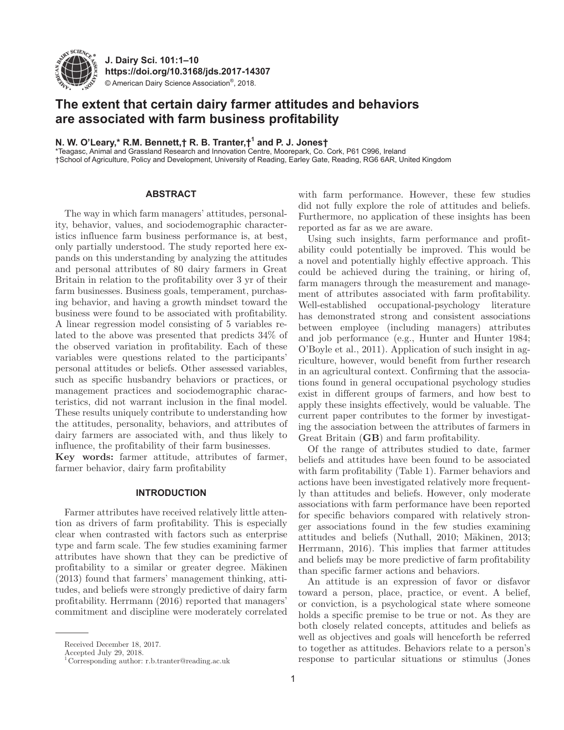# The extent that certain dairy farmer attitudes and behaviors are associated with farm business profitability

**N. W. O'Leary,\* R.M. Bennett,† R. B. Tranter,†[1] and P. J. Jones†**

\*Teagasc, Animal and Grassland Research and Innovation Centre, Moorepark, Co. Cork, P61 C996, Ireland
†School of Agriculture, Policy and Development, University of Reading, Earley Gate, Reading, RG6 6AR, United Kingdom

## ABSTRACT

The way in which farm managers' attitudes, personality, behavior, values, and sociodemographic characteristics influence farm business performance is, at best, only partially understood. The study reported here expands on this understanding by analyzing the attitudes and personal attributes of 80 dairy farmers in Great Britain in relation to the profitability over 3 yr of their farm businesses. Business goals, temperament, purchasing behavior, and having a growth mindset toward the business were found to be associated with profitability. A linear regression model consisting of 5 variables related to the above was presented that predicts 34% of the observed variation in profitability. Each of these variables were questions related to the participants' personal attitudes or beliefs. Other assessed variables, such as specific husbandry behaviors or practices, or management practices and sociodemographic characteristics, did not warrant inclusion in the final model. These results uniquely contribute to understanding how the attitudes, personality, behaviors, and attributes of dairy farmers are associated with, and thus likely to influence, the profitability of their farm businesses.

**Key words:** farmer attitude, attributes of farmer, farmer behavior, dairy farm profitability

## INTRODUCTION

Farmer attributes have received relatively little attention as drivers of farm profitability. This is especially clear when contrasted with factors such as enterprise type and farm scale. The few studies examining farmer attributes have shown that they can be predictive of profitability to a similar or greater degree. Mäkinen (2013) found that farmers' management thinking, attitudes, and beliefs were strongly predictive of dairy farm profitability. Herrmann (2016) reported that managers' commitment and discipline were moderately correlated with farm performance. However, these few studies did not fully explore the role of attitudes and beliefs. Furthermore, no application of these insights has been reported as far as we are aware.

Using such insights, farm performance and profitability could potentially be improved. This would be a novel and potentially highly effective approach. This could be achieved during the training, or hiring of, farm managers through the measurement and management of attributes associated with farm profitability. Well-established occupational-psychology literature has demonstrated strong and consistent associations between employee (including managers) attributes and job performance (e.g., Hunter and Hunter 1984; O'Boyle et al., 2011). Application of such insight in agriculture, however, would benefit from further research in an agricultural context. Confirming that the associations found in general occupational psychology studies exist in different groups of farmers, and how best to apply these insights effectively, would be valuable. The current paper contributes to the former by investigating the association between the attributes of farmers in Great Britain (**GB**) and farm profitability.

Of the range of attributes studied to date, farmer beliefs and attitudes have been found to be associated with farm profitability (Table 1). Farmer behaviors and actions have been investigated relatively more frequently than attitudes and beliefs. However, only moderate associations with farm performance have been reported for specific behaviors compared with relatively stronger associations found in the few studies examining attitudes and beliefs (Nuthall, 2010; Mäkinen, 2013; Herrmann, 2016). This implies that farmer attitudes and beliefs may be more predictive of farm profitability than specific farmer actions and behaviors.

An attitude is an expression of favor or disfavor toward a person, place, practice, or event. A belief, or conviction, is a psychological state where someone holds a specific premise to be true or not. As they are both closely related concepts, attitudes and beliefs as well as objectives and goals will henceforth be referred to together as attitudes. Behaviors relate to a person's response to particular situations or stimulus (Jones

Received December 18, 2017.
Accepted July 29, 2018.
[1]Corresponding author: r.b.tranter@reading.ac.uk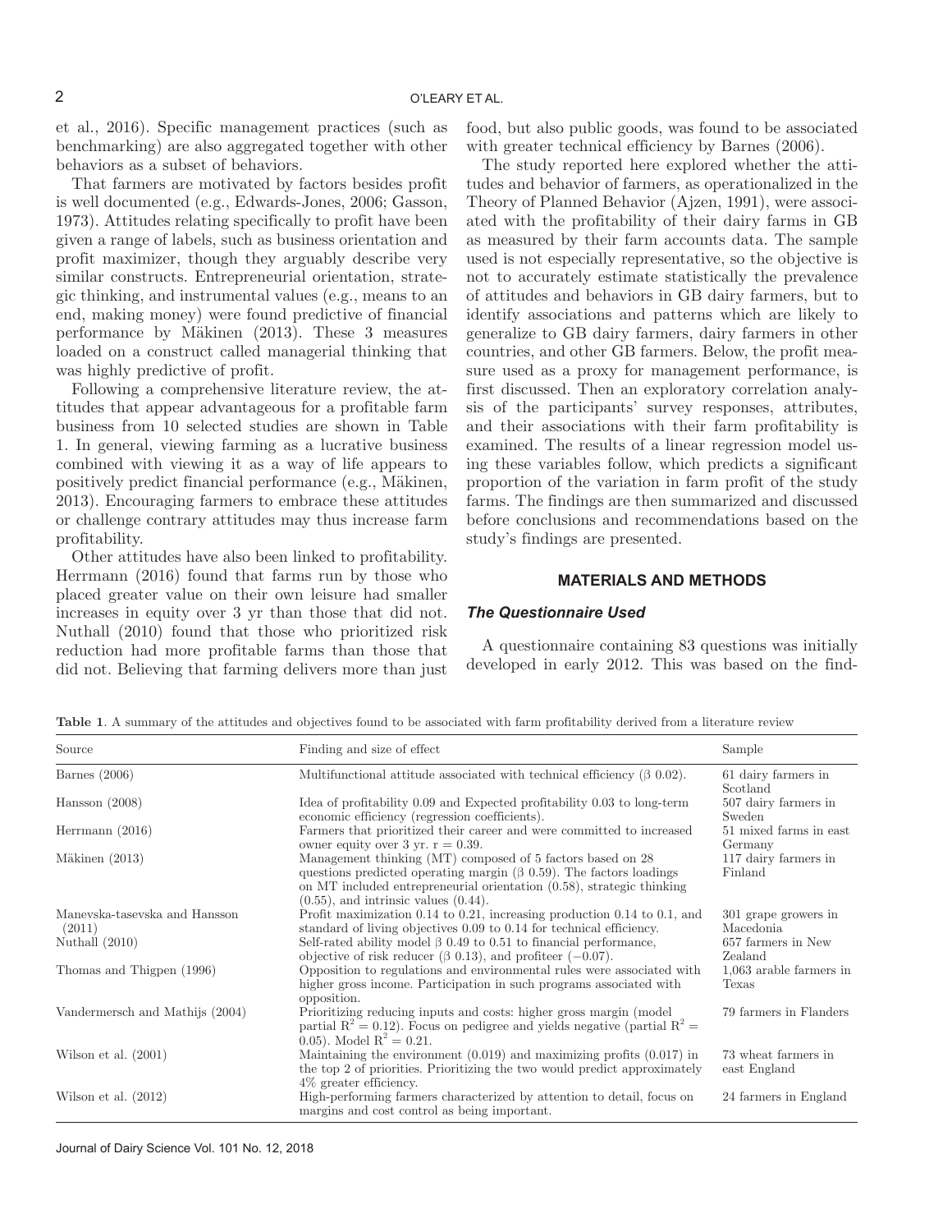et al., 2016). Specific management practices (such as benchmarking) are also aggregated together with other behaviors as a subset of behaviors.

That farmers are motivated by factors besides profit is well documented (e.g., Edwards-Jones, 2006; Gasson, 1973). Attitudes relating specifically to profit have been given a range of labels, such as business orientation and profit maximizer, though they arguably describe very similar constructs. Entrepreneurial orientation, strategic thinking, and instrumental values (e.g., means to an end, making money) were found predictive of financial performance by Mäkinen (2013). These 3 measures loaded on a construct called managerial thinking that was highly predictive of profit.

Following a comprehensive literature review, the attitudes that appear advantageous for a profitable farm business from 10 selected studies are shown in Table 1. In general, viewing farming as a lucrative business combined with viewing it as a way of life appears to positively predict financial performance (e.g., Mäkinen, 2013). Encouraging farmers to embrace these attitudes or challenge contrary attitudes may thus increase farm profitability.

Other attitudes have also been linked to profitability. Herrmann (2016) found that farms run by those who placed greater value on their own leisure had smaller increases in equity over 3 yr than those that did not. Nuthall (2010) found that those who prioritized risk reduction had more profitable farms than those that did not. Believing that farming delivers more than just food, but also public goods, was found to be associated with greater technical efficiency by Barnes (2006).

The study reported here explored whether the attitudes and behavior of farmers, as operationalized in the Theory of Planned Behavior (Ajzen, 1991), were associated with the profitability of their dairy farms in GB as measured by their farm accounts data. The sample used is not especially representative, so the objective is not to accurately estimate statistically the prevalence of attitudes and behaviors in GB dairy farmers, but to identify associations and patterns which are likely to generalize to GB dairy farmers, dairy farmers in other countries, and other GB farmers. Below, the profit measure used as a proxy for management performance, is first discussed. Then an exploratory correlation analysis of the participants' survey responses, attributes, and their associations with their farm profitability is examined. The results of a linear regression model using these variables follow, which predicts a significant proportion of the variation in farm profit of the study farms. The findings are then summarized and discussed before conclusions and recommendations based on the study's findings are presented.

## MATERIALS AND METHODS

### *The Questionnaire Used*

A questionnaire containing 83 questions was initially developed in early 2012. This was based on the find-

**Table 1**. A summary of the attitudes and objectives found to be associated with farm profitability derived from a literature review

| Source | Finding and size of effect | Sample |
|---|---|---|
| Barnes (2006) | Multifunctional attitude associated with technical efficiency (β 0.02). | 61 dairy farmers in Scotland |
| Hansson (2008) | Idea of profitability 0.09 and Expected profitability 0.03 to long-term economic efficiency (regression coefficients). | 507 dairy farmers in Sweden |
| Herrmann (2016) | Farmers that prioritized their career and were committed to increased owner equity over 3 yr. r = 0.39. | 51 mixed farms in east Germany |
| Mäkinen (2013) | Management thinking (MT) composed of 5 factors based on 28 questions predicted operating margin (β 0.59). The factors loadings on MT included entrepreneurial orientation (0.58), strategic thinking (0.55), and intrinsic values (0.44). | 117 dairy farmers in Finland |
| Manevska-tasevska and Hansson (2011) | Profit maximization 0.14 to 0.21, increasing production 0.14 to 0.1, and standard of living objectives 0.09 to 0.14 for technical efficiency. | 301 grape growers in Macedonia |
| Nuthall (2010) | Self-rated ability model β 0.49 to 0.51 to financial performance, objective of risk reducer (β 0.13), and profiteer (−0.07). | 657 farmers in New Zealand |
| Thomas and Thigpen (1996) | Opposition to regulations and environmental rules were associated with higher gross income. Participation in such programs associated with opposition. | 1,063 arable farmers in Texas |
| Vandermersch and Mathijs (2004) | Prioritizing reducing inputs and costs: higher gross margin (model partial $R^2 = 0.12$). Focus on pedigree and yields negative (partial $R^2 = 0.05$). Model $R^2 = 0.21$. | 79 farmers in Flanders |
| Wilson et al. (2001) | Maintaining the environment (0.019) and maximizing profits (0.017) in the top 2 of priorities. Prioritizing the two would predict approximately 4% greater efficiency. | 73 wheat farmers in east England |
| Wilson et al. (2012) | High-performing farmers characterized by attention to detail, focus on margins and cost control as being important. | 24 farmers in England |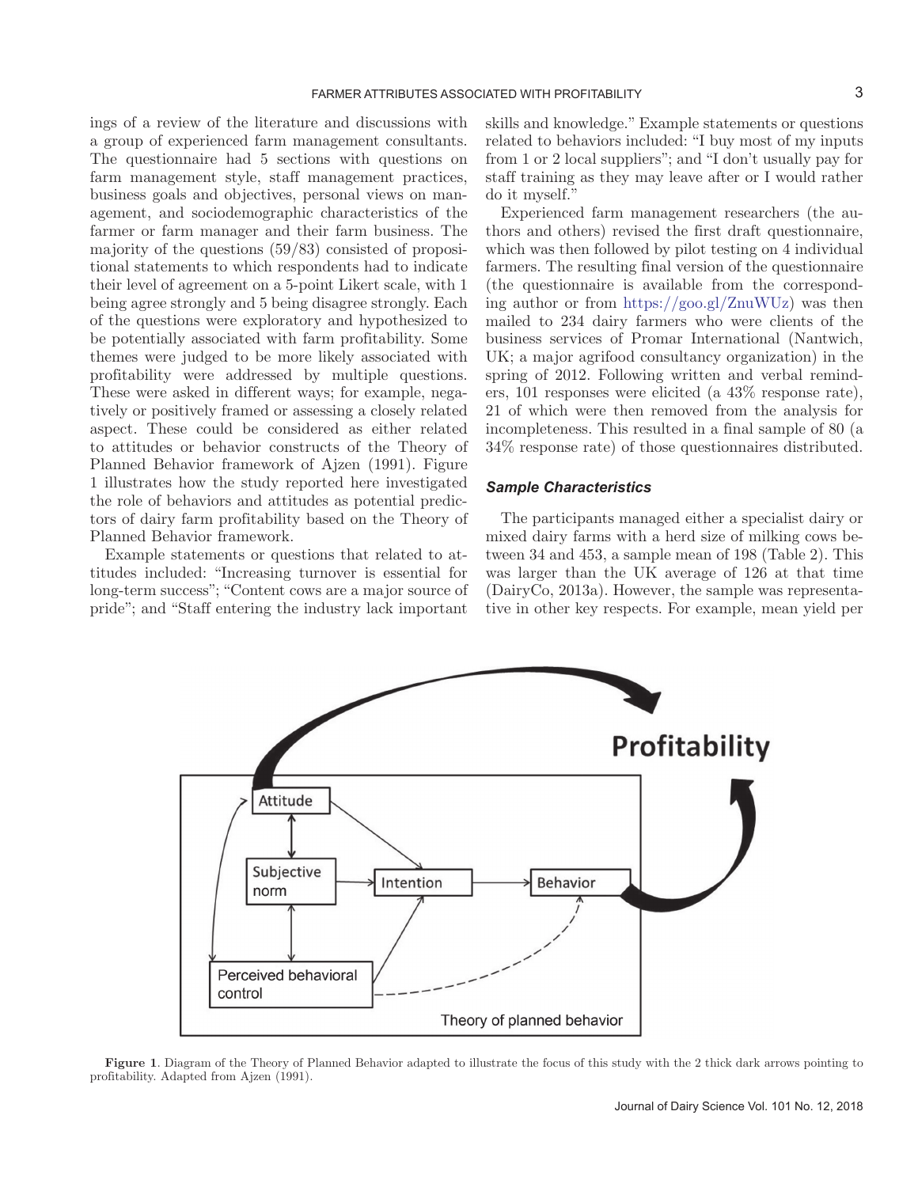ings of a review of the literature and discussions with a group of experienced farm management consultants. The questionnaire had 5 sections with questions on farm management style, staff management practices, business goals and objectives, personal views on management, and sociodemographic characteristics of the farmer or farm manager and their farm business. The majority of the questions (59/83) consisted of propositional statements to which respondents had to indicate their level of agreement on a 5-point Likert scale, with 1 being agree strongly and 5 being disagree strongly. Each of the questions were exploratory and hypothesized to be potentially associated with farm profitability. Some themes were judged to be more likely associated with profitability were addressed by multiple questions. These were asked in different ways; for example, negatively or positively framed or assessing a closely related aspect. These could be considered as either related to attitudes or behavior constructs of the Theory of Planned Behavior framework of Ajzen (1991). Figure 1 illustrates how the study reported here investigated the role of behaviors and attitudes as potential predictors of dairy farm profitability based on the Theory of Planned Behavior framework.

Example statements or questions that related to attitudes included: "Increasing turnover is essential for long-term success"; "Content cows are a major source of pride"; and "Staff entering the industry lack important skills and knowledge." Example statements or questions related to behaviors included: "I buy most of my inputs from 1 or 2 local suppliers"; and "I don't usually pay for staff training as they may leave after or I would rather do it myself."

Experienced farm management researchers (the authors and others) revised the first draft questionnaire, which was then followed by pilot testing on 4 individual farmers. The resulting final version of the questionnaire (the questionnaire is available from the corresponding author or from https://goo.gl/ZnuWUz) was then mailed to 234 dairy farmers who were clients of the business services of Promar International (Nantwich, UK; a major agrifood consultancy organization) in the spring of 2012. Following written and verbal reminders, 101 responses were elicited (a 43% response rate), 21 of which were then removed from the analysis for incompleteness. This resulted in a final sample of 80 (a 34% response rate) of those questionnaires distributed.

### *Sample Characteristics*

The participants managed either a specialist dairy or mixed dairy farms with a herd size of milking cows between 34 and 453, a sample mean of 198 (Table 2). This was larger than the UK average of 126 at that time (DairyCo, 2013a). However, the sample was representative in other key respects. For example, mean yield per

**Figure 1**. Diagram of the Theory of Planned Behavior adapted to illustrate the focus of this study with the 2 thick dark arrows pointing to profitability. Adapted from Ajzen (1991).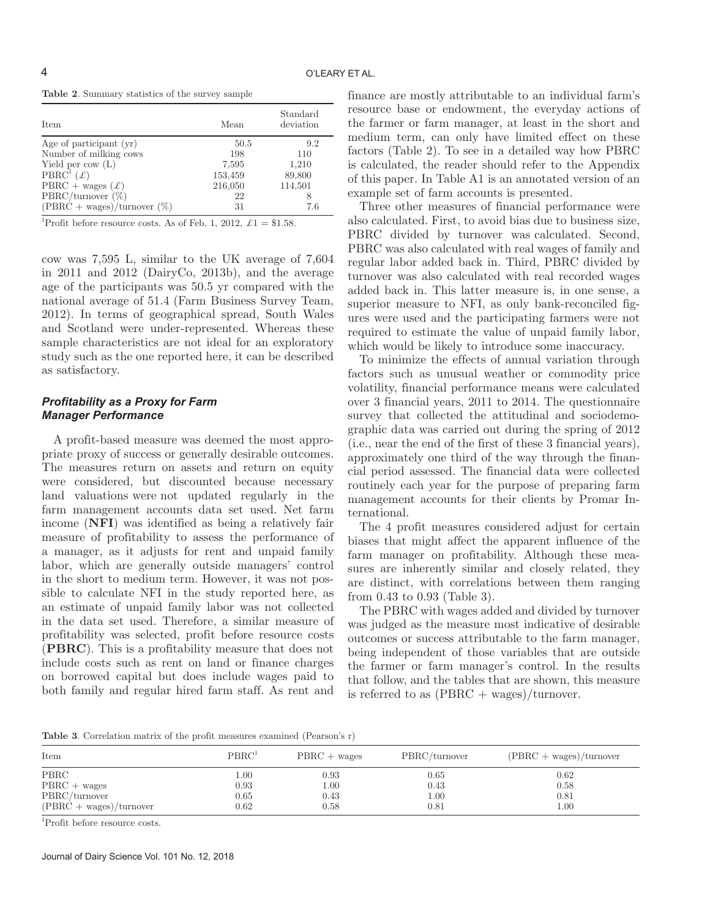**Table 2**. Summary statistics of the survey sample

| Item | Mean | Standard deviation |
|---|---|---|
| Age of participant (yr) | 50.5 | 9.2 |
| Number of milking cows | 198 | 110 |
| Yield per cow (L) | 7,595 | 1,210 |
| PBRC[1] (£) | 153,459 | 89,800 |
| PBRC + wages (£) | 216,050 | 114,501 |
| PBRC/turnover (%) | 22 | 8 |
| (PBRC + wages)/turnover (%) | 31 | 7.6 |

[1]Profit before resource costs. As of Feb. 1, 2012, £1 = $1.58.

cow was 7,595 L, similar to the UK average of 7,604 in 2011 and 2012 (DairyCo, 2013b), and the average age of the participants was 50.5 yr compared with the national average of 51.4 (Farm Business Survey Team, 2012). In terms of geographical spread, South Wales and Scotland were under-represented. Whereas these sample characteristics are not ideal for an exploratory study such as the one reported here, it can be described as satisfactory.

### *Profitability as a Proxy for Farm Manager Performance*

A profit-based measure was deemed the most appropriate proxy of success or generally desirable outcomes. The measures return on assets and return on equity were considered, but discounted because necessary land valuations were not updated regularly in the farm management accounts data set used. Net farm income (**NFI**) was identified as being a relatively fair measure of profitability to assess the performance of a manager, as it adjusts for rent and unpaid family labor, which are generally outside managers' control in the short to medium term. However, it was not possible to calculate NFI in the study reported here, as an estimate of unpaid family labor was not collected in the data set used. Therefore, a similar measure of profitability was selected, profit before resource costs (**PBRC**). This is a profitability measure that does not include costs such as rent on land or finance charges on borrowed capital but does include wages paid to both family and regular hired farm staff. As rent and finance are mostly attributable to an individual farm's resource base or endowment, the everyday actions of the farmer or farm manager, at least in the short and medium term, can only have limited effect on these factors (Table 2). To see in a detailed way how PBRC is calculated, the reader should refer to the Appendix of this paper. In Table A1 is an annotated version of an example set of farm accounts is presented.

Three other measures of financial performance were also calculated. First, to avoid bias due to business size, PBRC divided by turnover was calculated. Second, PBRC was also calculated with real wages of family and regular labor added back in. Third, PBRC divided by turnover was also calculated with real recorded wages added back in. This latter measure is, in one sense, a superior measure to NFI, as only bank-reconciled figures were used and the participating farmers were not required to estimate the value of unpaid family labor, which would be likely to introduce some inaccuracy.

To minimize the effects of annual variation through factors such as unusual weather or commodity price volatility, financial performance means were calculated over 3 financial years, 2011 to 2014. The questionnaire survey that collected the attitudinal and sociodemographic data was carried out during the spring of 2012 (i.e., near the end of the first of these 3 financial years), approximately one third of the way through the financial period assessed. The financial data were collected routinely each year for the purpose of preparing farm management accounts for their clients by Promar International.

The 4 profit measures considered adjust for certain biases that might affect the apparent influence of the farm manager on profitability. Although these measures are inherently similar and closely related, they are distinct, with correlations between them ranging from 0.43 to 0.93 (Table 3).

The PBRC with wages added and divided by turnover was judged as the measure most indicative of desirable outcomes or success attributable to the farm manager, being independent of those variables that are outside the farmer or farm manager's control. In the results that follow, and the tables that are shown, this measure is referred to as (PBRC + wages)/turnover.

**Table 3**. Correlation matrix of the profit measures examined (Pearson's r)

| Item | PBRC[1] | PBRC + wages | PBRC/turnover | (PBRC + wages)/turnover |
|---|---|---|---|---|
| PBRC | 1.00 | 0.93 | 0.65 | 0.62 |
| PBRC + wages | 0.93 | 1.00 | 0.43 | 0.58 |
| PBRC/turnover | 0.65 | 0.43 | 1.00 | 0.81 |
| (PBRC + wages)/turnover | 0.62 | 0.58 | 0.81 | 1.00 |

[1]Profit before resource costs.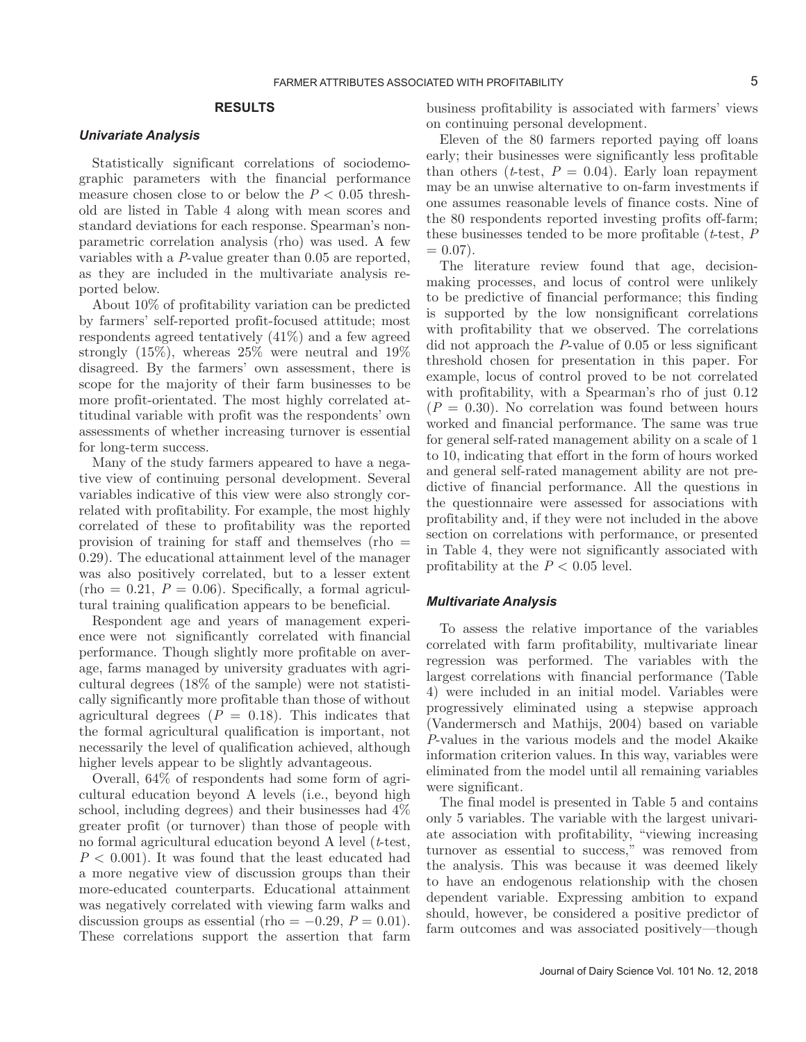## RESULTS

### *Univariate Analysis*

Statistically significant correlations of sociodemographic parameters with the financial performance measure chosen close to or below the $P < 0.05$ threshold are listed in Table 4 along with mean scores and standard deviations for each response. Spearman's nonparametric correlation analysis (rho) was used. A few variables with a $P$-value greater than 0.05 are reported, as they are included in the multivariate analysis reported below.

About 10% of profitability variation can be predicted by farmers' self-reported profit-focused attitude; most respondents agreed tentatively (41%) and a few agreed strongly (15%), whereas 25% were neutral and 19% disagreed. By the farmers' own assessment, there is scope for the majority of their farm businesses to be more profit-orientated. The most highly correlated attitudinal variable with profit was the respondents' own assessments of whether increasing turnover is essential for long-term success.

Many of the study farmers appeared to have a negative view of continuing personal development. Several variables indicative of this view were also strongly correlated with profitability. For example, the most highly correlated of these to profitability was the reported provision of training for staff and themselves (rho = 0.29). The educational attainment level of the manager was also positively correlated, but to a lesser extent (rho = 0.21, $P = 0.06$). Specifically, a formal agricultural training qualification appears to be beneficial.

Respondent age and years of management experience were not significantly correlated with financial performance. Though slightly more profitable on average, farms managed by university graduates with agricultural degrees (18% of the sample) were not statistically significantly more profitable than those of without agricultural degrees ($P = 0.18$). This indicates that the formal agricultural qualification is important, not necessarily the level of qualification achieved, although higher levels appear to be slightly advantageous.

Overall, 64% of respondents had some form of agricultural education beyond A levels (i.e., beyond high school, including degrees) and their businesses had 4% greater profit (or turnover) than those of people with no formal agricultural education beyond A level (*t*-test, $P < 0.001$). It was found that the least educated had a more negative view of discussion groups than their more-educated counterparts. Educational attainment was negatively correlated with viewing farm walks and discussion groups as essential (rho = −0.29, $P = 0.01$). These correlations support the assertion that farm business profitability is associated with farmers' views on continuing personal development.

Eleven of the 80 farmers reported paying off loans early; their businesses were significantly less profitable than others (*t*-test, $P = 0.04$). Early loan repayment may be an unwise alternative to on-farm investments if one assumes reasonable levels of finance costs. Nine of the 80 respondents reported investing profits off-farm; these businesses tended to be more profitable (*t*-test, $P = 0.07$).

The literature review found that age, decision-making processes, and locus of control were unlikely to be predictive of financial performance; this finding is supported by the low nonsignificant correlations with profitability that we observed. The correlations did not approach the $P$-value of 0.05 or less significant threshold chosen for presentation in this paper. For example, locus of control proved to be not correlated with profitability, with a Spearman's rho of just 0.12 ($P = 0.30$). No correlation was found between hours worked and financial performance. The same was true for general self-rated management ability on a scale of 1 to 10, indicating that effort in the form of hours worked and general self-rated management ability are not predictive of financial performance. All the questions in the questionnaire were assessed for associations with profitability and, if they were not included in the above section on correlations with performance, or presented in Table 4, they were not significantly associated with profitability at the $P < 0.05$ level.

### *Multivariate Analysis*

To assess the relative importance of the variables correlated with farm profitability, multivariate linear regression was performed. The variables with the largest correlations with financial performance (Table 4) were included in an initial model. Variables were progressively eliminated using a stepwise approach (Vandermersch and Mathijs, 2004) based on variable $P$-values in the various models and the model Akaike information criterion values. In this way, variables were eliminated from the model until all remaining variables were significant.

The final model is presented in Table 5 and contains only 5 variables. The variable with the largest univariate association with profitability, "viewing increasing turnover as essential to success," was removed from the analysis. This was because it was deemed likely to have an endogenous relationship with the chosen dependent variable. Expressing ambition to expand should, however, be considered a positive predictor of farm outcomes and was associated positively—though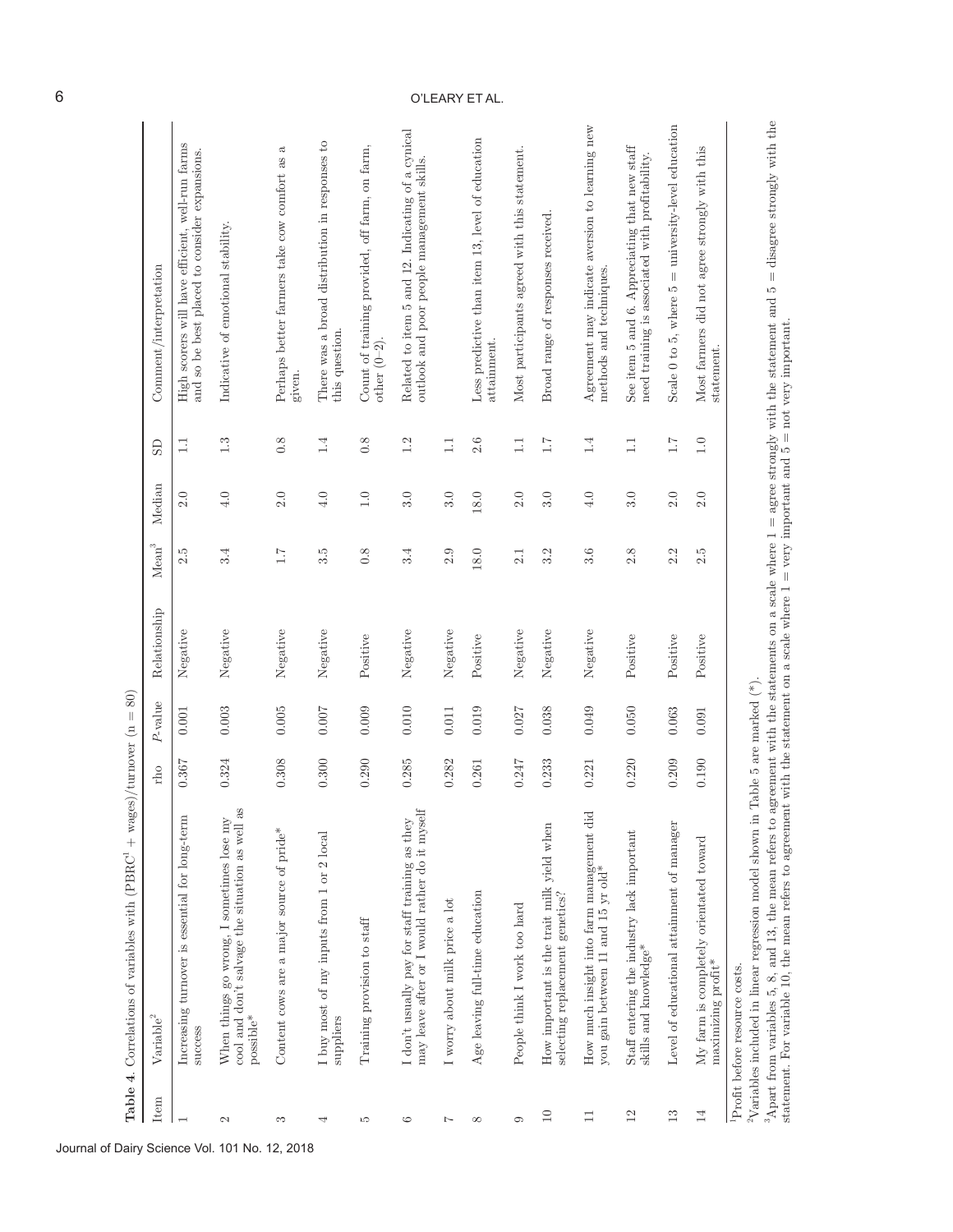**Table 4.** Correlations of variables with (PBRC[1] + wages)/turnover (n = 80)

| Item | Variable[2] | rho | *P*-value | Relationship | Mean[3] | Median | SD | Comment/interpretation |
|---|---|---|---|---|---|---|---|---|
| 1 | Increasing turnover is essential for long-term success | 0.367 | 0.001 | Negative | 2.5 | 2.0 | 1.1 | High scorers will have efficient, well-run farms and so be best placed to consider expansions. |
| 2 | When things go wrong, I sometimes lose my cool and don't salvage the situation as well as possible* | 0.324 | 0.003 | Negative | 3.4 | 4.0 | 1.3 | Indicative of emotional stability. |
| 3 | Content cows are a major source of pride* | 0.308 | 0.005 | Negative | 1.7 | 2.0 | 0.8 | Perhaps better farmers take cow comfort as a given. |
| 4 | I buy most of my inputs from 1 or 2 local suppliers | 0.300 | 0.007 | Negative | 3.5 | 4.0 | 1.4 | There was a broad distribution in responses to this question. |
| 5 | Training provision to staff | 0.290 | 0.009 | Positive | 0.8 | 1.0 | 0.8 | Count of training provided, off farm, on farm, other (0–2). |
| 6 | I don't usually pay for staff training as they may leave after or I would rather do it myself | 0.285 | 0.010 | Negative | 3.4 | 3.0 | 1.2 | Related to item 5 and 12. Indicating of a cynical outlook and poor people management skills. |
| 7 | I worry about milk price a lot | 0.282 | 0.011 | Negative | 2.9 | 3.0 | 1.1 | |
| 8 | Age leaving full-time education | 0.261 | 0.019 | Positive | 18.0 | 18.0 | 2.6 | Less predictive than item 13, level of education attainment. |
| 9 | People think I work too hard | 0.247 | 0.027 | Negative | 2.1 | 2.0 | 1.1 | Most participants agreed with this statement. |
| 10 | How important is the trait milk yield when selecting replacement genetics? | 0.233 | 0.038 | Negative | 3.2 | 3.0 | 1.7 | Broad range of responses received. |
| 11 | How much insight into farm management did you gain between 11 and 15 yr old* | 0.221 | 0.049 | Negative | 3.6 | 4.0 | 1.4 | Agreement may indicate aversion to learning new methods and techniques. |
| 12 | Staff entering the industry lack important skills and knowledge* | 0.220 | 0.050 | Positive | 2.8 | 3.0 | 1.1 | See item 5 and 6. Appreciating that new staff need training is associated with profitability. |
| 13 | Level of educational attainment of manager | 0.209 | 0.063 | Positive | 2.2 | 2.0 | 1.7 | Scale 0 to 5, where 5 = university-level education |
| 14 | My farm is completely orientated toward maximizing profit* | 0.190 | 0.091 | Positive | 2.5 | 2.0 | 1.0 | Most farmers did not agree strongly with this statement. |

[1]Profit before resource costs.

[2]Variables included in linear regression model shown in Table 5 are marked (*).

[3]Apart from variables 5, 8, and 13, the mean refers to agreement with the statements on a scale where 1 = agree strongly with the statement and 5 = disagree strongly with the statement. For variable 10, the mean refers to agreement with the statement on a scale where 1 = very important and 5 = not very important.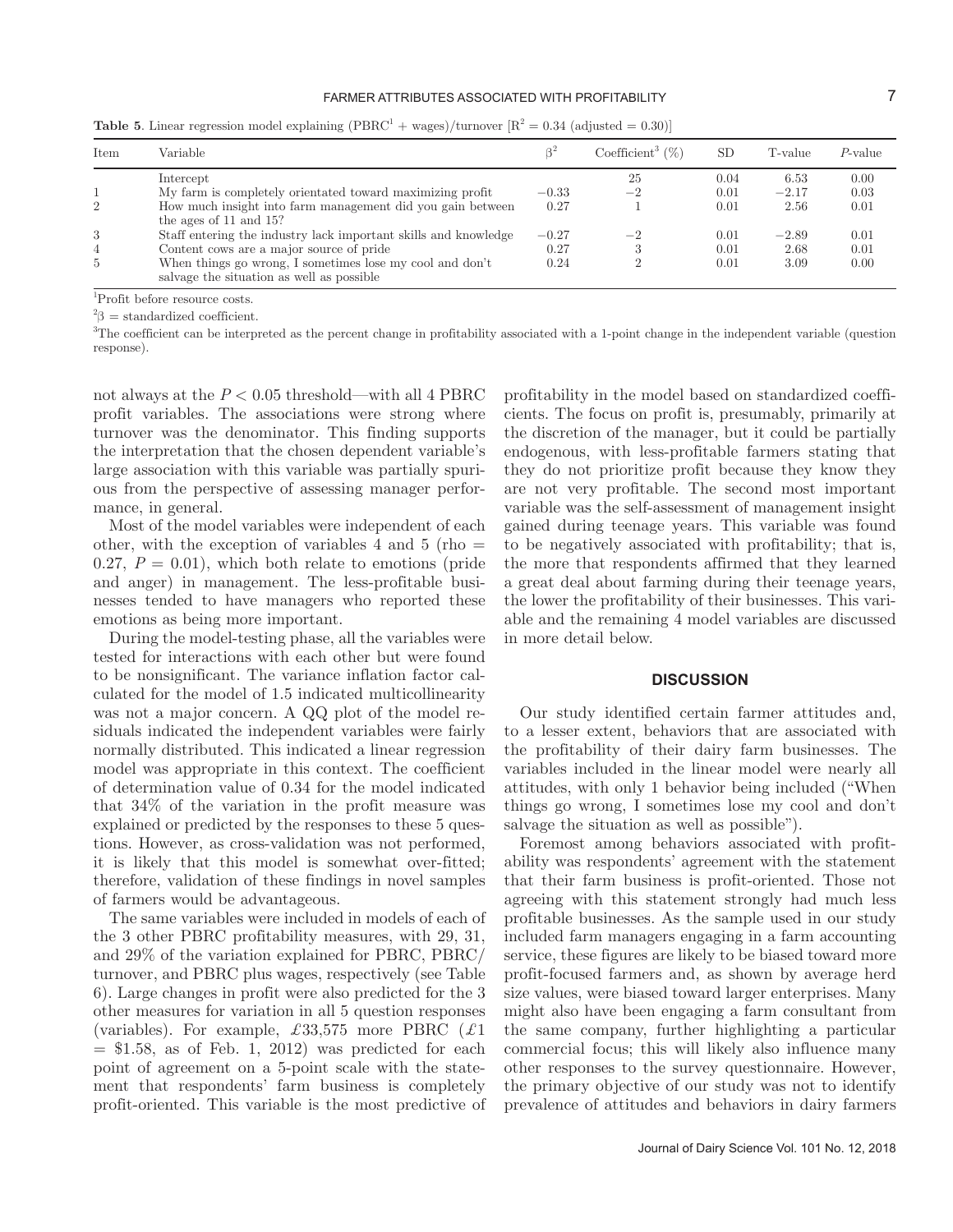**Table 5**. Linear regression model explaining (PBRC[1] + wages)/turnover [$R^2 = 0.34$ (adjusted = 0.30)]

| Item | Variable | $\beta^2$ | Coefficient[3] (%) | SD | T-value | $P$-value |
|---|---|---|---|---|---|---|
| | Intercept | | 25 | 0.04 | 6.53 | 0.00 |
| 1 | My farm is completely orientated toward maximizing profit | −0.33 | −2 | 0.01 | −2.17 | 0.03 |
| 2 | How much insight into farm management did you gain between the ages of 11 and 15? | 0.27 | 1 | 0.01 | 2.56 | 0.01 |
| 3 | Staff entering the industry lack important skills and knowledge | −0.27 | −2 | 0.01 | −2.89 | 0.01 |
| 4 | Content cows are a major source of pride | 0.27 | 3 | 0.01 | 2.68 | 0.01 |
| 5 | When things go wrong, I sometimes lose my cool and don't salvage the situation as well as possible | 0.24 | 2 | 0.01 | 3.09 | 0.00 |

[1]Profit before resource costs.

[2]$\beta$ = standardized coefficient.

[3]The coefficient can be interpreted as the percent change in profitability associated with a 1-point change in the independent variable (question response).

not always at the $P < 0.05$ threshold—with all 4 PBRC profit variables. The associations were strong where turnover was the denominator. This finding supports the interpretation that the chosen dependent variable's large association with this variable was partially spurious from the perspective of assessing manager performance, in general.

Most of the model variables were independent of each other, with the exception of variables 4 and 5 (rho = 0.27, $P = 0.01$), which both relate to emotions (pride and anger) in management. The less-profitable businesses tended to have managers who reported these emotions as being more important.

During the model-testing phase, all the variables were tested for interactions with each other but were found to be nonsignificant. The variance inflation factor calculated for the model of 1.5 indicated multicollinearity was not a major concern. A QQ plot of the model residuals indicated the independent variables were fairly normally distributed. This indicated a linear regression model was appropriate in this context. The coefficient of determination value of 0.34 for the model indicated that 34% of the variation in the profit measure was explained or predicted by the responses to these 5 questions. However, as cross-validation was not performed, it is likely that this model is somewhat over-fitted; therefore, validation of these findings in novel samples of farmers would be advantageous.

The same variables were included in models of each of the 3 other PBRC profitability measures, with 29, 31, and 29% of the variation explained for PBRC, PBRC/turnover, and PBRC plus wages, respectively (see Table 6). Large changes in profit were also predicted for the 3 other measures for variation in all 5 question responses (variables). For example, £33,575 more PBRC (£1 = \$1.58, as of Feb. 1, 2012) was predicted for each point of agreement on a 5-point scale with the statement that respondents' farm business is completely profit-oriented. This variable is the most predictive of profitability in the model based on standardized coefficients. The focus on profit is, presumably, primarily at the discretion of the manager, but it could be partially endogenous, with less-profitable farmers stating that they do not prioritize profit because they know they are not very profitable. The second most important variable was the self-assessment of management insight gained during teenage years. This variable was found to be negatively associated with profitability; that is, the more that respondents affirmed that they learned a great deal about farming during their teenage years, the lower the profitability of their businesses. This variable and the remaining 4 model variables are discussed in more detail below.

## DISCUSSION

Our study identified certain farmer attitudes and, to a lesser extent, behaviors that are associated with the profitability of their dairy farm businesses. The variables included in the linear model were nearly all attitudes, with only 1 behavior being included ("When things go wrong, I sometimes lose my cool and don't salvage the situation as well as possible").

Foremost among behaviors associated with profitability was respondents' agreement with the statement that their farm business is profit-oriented. Those not agreeing with this statement strongly had much less profitable businesses. As the sample used in our study included farm managers engaging in a farm accounting service, these figures are likely to be biased toward more profit-focused farmers and, as shown by average herd size values, were biased toward larger enterprises. Many might also have been engaging a farm consultant from the same company, further highlighting a particular commercial focus; this will likely also influence many other responses to the survey questionnaire. However, the primary objective of our study was not to identify prevalence of attitudes and behaviors in dairy farmers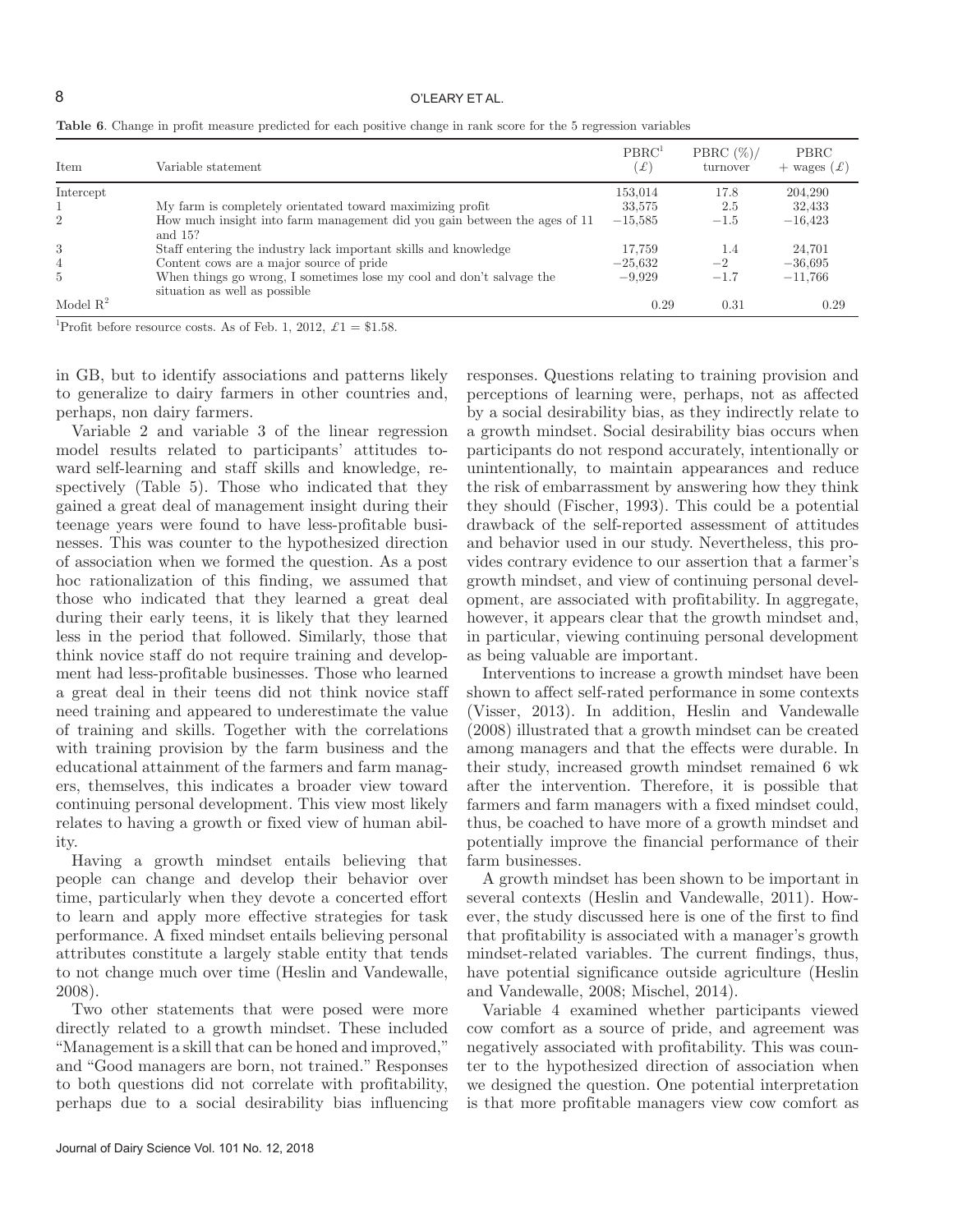**Table 6**. Change in profit measure predicted for each positive change in rank score for the 5 regression variables

| Item | Variable statement | PBRC[1] (£) | PBRC (%)/ turnover | PBRC + wages (£) |
|---|---|---|---|---|
| Intercept | | 153,014 | 17.8 | 204,290 |
| 1 | My farm is completely orientated toward maximizing profit | 33,575 | 2.5 | 32,433 |
| 2 | How much insight into farm management did you gain between the ages of 11 and 15? | −15,585 | −1.5 | −16,423 |
| 3 | Staff entering the industry lack important skills and knowledge | 17,759 | 1.4 | 24,701 |
| 4 | Content cows are a major source of pride | −25,632 | −2 | −36,695 |
| 5 | When things go wrong, I sometimes lose my cool and don't salvage the situation as well as possible | −9,929 | −1.7 | −11,766 |
| Model $R^2$ | | 0.29 | 0.31 | 0.29 |

[1]Profit before resource costs. As of Feb. 1, 2012, £1 = \$1.58.

in GB, but to identify associations and patterns likely to generalize to dairy farmers in other countries and, perhaps, non dairy farmers.

Variable 2 and variable 3 of the linear regression model results related to participants' attitudes toward self-learning and staff skills and knowledge, respectively (Table 5). Those who indicated that they gained a great deal of management insight during their teenage years were found to have less-profitable businesses. This was counter to the hypothesized direction of association when we formed the question. As a post hoc rationalization of this finding, we assumed that those who indicated that they learned a great deal during their early teens, it is likely that they learned less in the period that followed. Similarly, those that think novice staff do not require training and development had less-profitable businesses. Those who learned a great deal in their teens did not think novice staff need training and appeared to underestimate the value of training and skills. Together with the correlations with training provision by the farm business and the educational attainment of the farmers and farm managers, themselves, this indicates a broader view toward continuing personal development. This view most likely relates to having a growth or fixed view of human ability.

Having a growth mindset entails believing that people can change and develop their behavior over time, particularly when they devote a concerted effort to learn and apply more effective strategies for task performance. A fixed mindset entails believing personal attributes constitute a largely stable entity that tends to not change much over time (Heslin and Vandewalle, 2008).

Two other statements that were posed were more directly related to a growth mindset. These included "Management is a skill that can be honed and improved," and "Good managers are born, not trained." Responses to both questions did not correlate with profitability, perhaps due to a social desirability bias influencing responses. Questions relating to training provision and perceptions of learning were, perhaps, not as affected by a social desirability bias, as they indirectly relate to a growth mindset. Social desirability bias occurs when participants do not respond accurately, intentionally or unintentionally, to maintain appearances and reduce the risk of embarrassment by answering how they think they should (Fischer, 1993). This could be a potential drawback of the self-reported assessment of attitudes and behavior used in our study. Nevertheless, this provides contrary evidence to our assertion that a farmer's growth mindset, and view of continuing personal development, are associated with profitability. In aggregate, however, it appears clear that the growth mindset and, in particular, viewing continuing personal development as being valuable are important.

Interventions to increase a growth mindset have been shown to affect self-rated performance in some contexts (Visser, 2013). In addition, Heslin and Vandewalle (2008) illustrated that a growth mindset can be created among managers and that the effects were durable. In their study, increased growth mindset remained 6 wk after the intervention. Therefore, it is possible that farmers and farm managers with a fixed mindset could, thus, be coached to have more of a growth mindset and potentially improve the financial performance of their farm businesses.

A growth mindset has been shown to be important in several contexts (Heslin and Vandewalle, 2011). However, the study discussed here is one of the first to find that profitability is associated with a manager's growth mindset-related variables. The current findings, thus, have potential significance outside agriculture (Heslin and Vandewalle, 2008; Mischel, 2014).

Variable 4 examined whether participants viewed cow comfort as a source of pride, and agreement was negatively associated with profitability. This was counter to the hypothesized direction of association when we designed the question. One potential interpretation is that more profitable managers view cow comfort as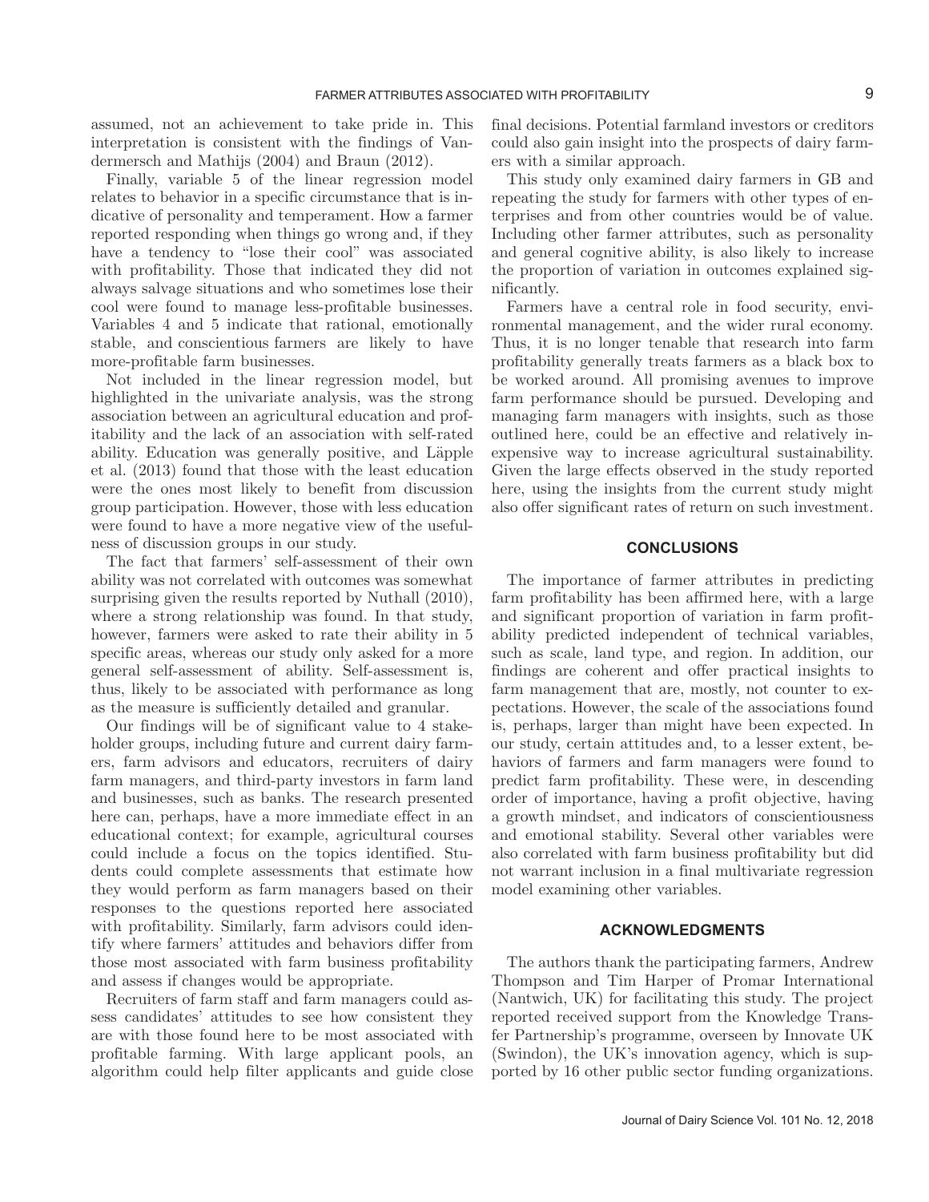assumed, not an achievement to take pride in. This interpretation is consistent with the findings of Vandermersch and Mathijs (2004) and Braun (2012).

Finally, variable 5 of the linear regression model relates to behavior in a specific circumstance that is indicative of personality and temperament. How a farmer reported responding when things go wrong and, if they have a tendency to "lose their cool" was associated with profitability. Those that indicated they did not always salvage situations and who sometimes lose their cool were found to manage less-profitable businesses. Variables 4 and 5 indicate that rational, emotionally stable, and conscientious farmers are likely to have more-profitable farm businesses.

Not included in the linear regression model, but highlighted in the univariate analysis, was the strong association between an agricultural education and profitability and the lack of an association with self-rated ability. Education was generally positive, and Läpple et al. (2013) found that those with the least education were the ones most likely to benefit from discussion group participation. However, those with less education were found to have a more negative view of the usefulness of discussion groups in our study.

The fact that farmers' self-assessment of their own ability was not correlated with outcomes was somewhat surprising given the results reported by Nuthall (2010), where a strong relationship was found. In that study, however, farmers were asked to rate their ability in 5 specific areas, whereas our study only asked for a more general self-assessment of ability. Self-assessment is, thus, likely to be associated with performance as long as the measure is sufficiently detailed and granular.

Our findings will be of significant value to 4 stakeholder groups, including future and current dairy farmers, farm advisors and educators, recruiters of dairy farm managers, and third-party investors in farm land and businesses, such as banks. The research presented here can, perhaps, have a more immediate effect in an educational context; for example, agricultural courses could include a focus on the topics identified. Students could complete assessments that estimate how they would perform as farm managers based on their responses to the questions reported here associated with profitability. Similarly, farm advisors could identify where farmers' attitudes and behaviors differ from those most associated with farm business profitability and assess if changes would be appropriate.

Recruiters of farm staff and farm managers could assess candidates' attitudes to see how consistent they are with those found here to be most associated with profitable farming. With large applicant pools, an algorithm could help filter applicants and guide close final decisions. Potential farmland investors or creditors could also gain insight into the prospects of dairy farmers with a similar approach.

This study only examined dairy farmers in GB and repeating the study for farmers with other types of enterprises and from other countries would be of value. Including other farmer attributes, such as personality and general cognitive ability, is also likely to increase the proportion of variation in outcomes explained significantly.

Farmers have a central role in food security, environmental management, and the wider rural economy. Thus, it is no longer tenable that research into farm profitability generally treats farmers as a black box to be worked around. All promising avenues to improve farm performance should be pursued. Developing and managing farm managers with insights, such as those outlined here, could be an effective and relatively inexpensive way to increase agricultural sustainability. Given the large effects observed in the study reported here, using the insights from the current study might also offer significant rates of return on such investment.

## CONCLUSIONS

The importance of farmer attributes in predicting farm profitability has been affirmed here, with a large and significant proportion of variation in farm profitability predicted independent of technical variables, such as scale, land type, and region. In addition, our findings are coherent and offer practical insights to farm management that are, mostly, not counter to expectations. However, the scale of the associations found is, perhaps, larger than might have been expected. In our study, certain attitudes and, to a lesser extent, behaviors of farmers and farm managers were found to predict farm profitability. These were, in descending order of importance, having a profit objective, having a growth mindset, and indicators of conscientiousness and emotional stability. Several other variables were also correlated with farm business profitability but did not warrant inclusion in a final multivariate regression model examining other variables.

## ACKNOWLEDGMENTS

The authors thank the participating farmers, Andrew Thompson and Tim Harper of Promar International (Nantwich, UK) for facilitating this study. The project reported received support from the Knowledge Transfer Partnership's programme, overseen by Innovate UK (Swindon), the UK's innovation agency, which is supported by 16 other public sector funding organizations.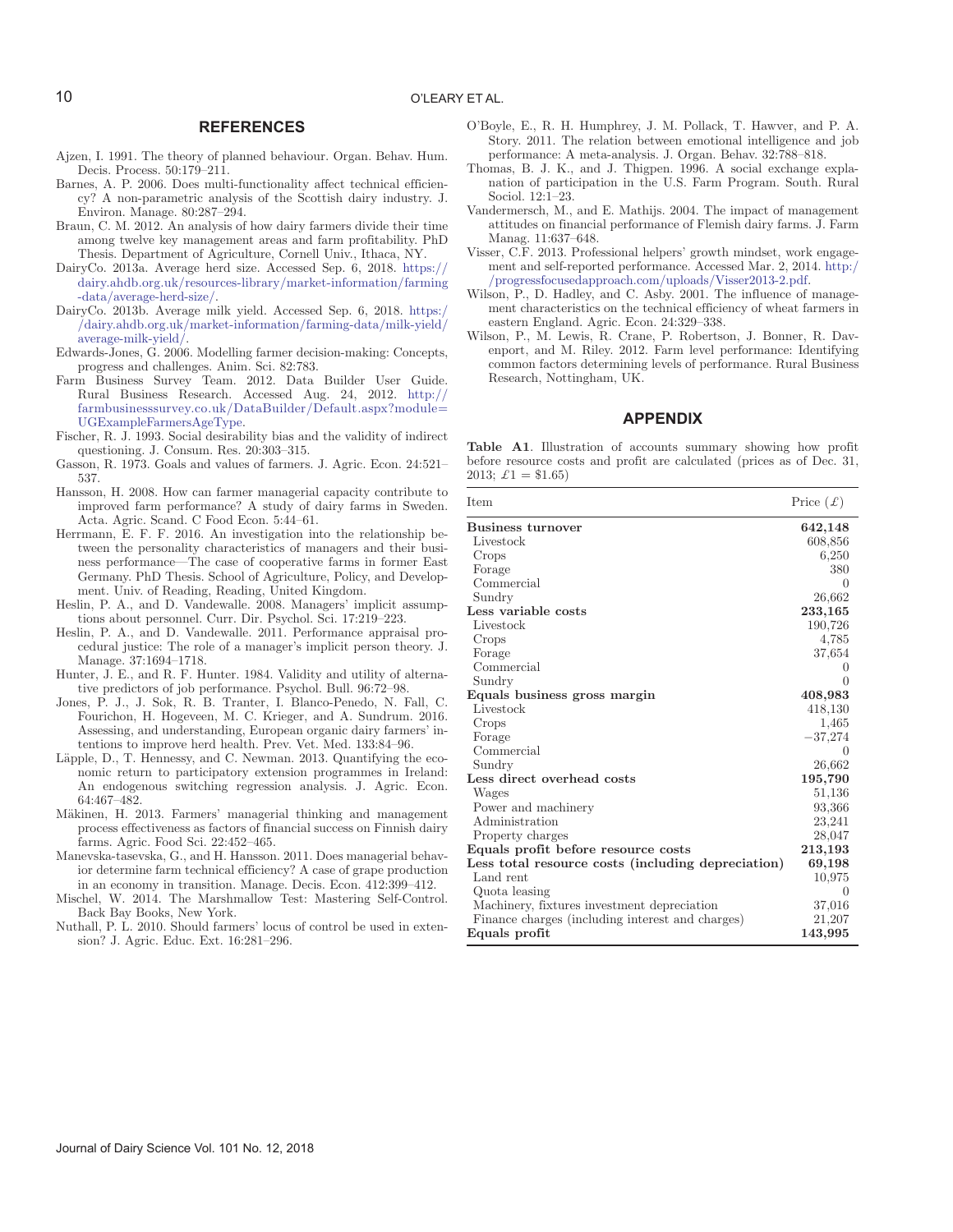## REFERENCES

Ajzen, I. 1991. The theory of planned behaviour. Organ. Behav. Hum. Decis. Process. 50:179–211.

Barnes, A. P. 2006. Does multi-functionality affect technical efficiency? A non-parametric analysis of the Scottish dairy industry. J. Environ. Manage. 80:287–294.

Braun, C. M. 2012. An analysis of how dairy farmers divide their time among twelve key management areas and farm profitability. PhD Thesis. Department of Agriculture, Cornell Univ., Ithaca, NY.

DairyCo. 2013a. Average herd size. Accessed Sep. 6, 2018. https://dairy.ahdb.org.uk/resources-library/market-information/farming-data/average-herd-size/.

DairyCo. 2013b. Average milk yield. Accessed Sep. 6, 2018. https://dairy.ahdb.org.uk/market-information/farming-data/milk-yield/average-milk-yield/.

Edwards-Jones, G. 2006. Modelling farmer decision-making: Concepts, progress and challenges. Anim. Sci. 82:783.

Farm Business Survey Team. 2012. Data Builder User Guide. Rural Business Research. Accessed Aug. 24, 2012. http://farmbusinesssurvey.co.uk/DataBuilder/Default.aspx?module=UGExampleFarmersAgeType.

Fischer, R. J. 1993. Social desirability bias and the validity of indirect questioning. J. Consum. Res. 20:303–315.

Gasson, R. 1973. Goals and values of farmers. J. Agric. Econ. 24:521–537.

Hansson, H. 2008. How can farmer managerial capacity contribute to improved farm performance? A study of dairy farms in Sweden. Acta. Agric. Scand. C Food Econ. 5:44–61.

Herrmann, E. F. F. 2016. An investigation into the relationship between the personality characteristics of managers and their business performance—The case of cooperative farms in former East Germany. PhD Thesis. School of Agriculture, Policy, and Development. Univ. of Reading, Reading, United Kingdom.

Heslin, P. A., and D. Vandewalle. 2008. Managers' implicit assumptions about personnel. Curr. Dir. Psychol. Sci. 17:219–223.

Heslin, P. A., and D. Vandewalle. 2011. Performance appraisal procedural justice: The role of a manager's implicit person theory. J. Manage. 37:1694–1718.

Hunter, J. E., and R. F. Hunter. 1984. Validity and utility of alternative predictors of job performance. Psychol. Bull. 96:72–98.

Jones, P. J., J. Sok, R. B. Tranter, I. Blanco-Penedo, N. Fall, C. Fourichon, H. Hogeveen, M. C. Krieger, and A. Sundrum. 2016. Assessing, and understanding, European organic dairy farmers' intentions to improve herd health. Prev. Vet. Med. 133:84–96.

Läpple, D., T. Hennessy, and C. Newman. 2013. Quantifying the economic return to participatory extension programmes in Ireland: An endogenous switching regression analysis. J. Agric. Econ. 64:467–482.

Mäkinen, H. 2013. Farmers' managerial thinking and management process effectiveness as factors of financial success on Finnish dairy farms. Agric. Food Sci. 22:452–465.

Manevska-tasevska, G., and H. Hansson. 2011. Does managerial behavior determine farm technical efficiency? A case of grape production in an economy in transition. Manage. Decis. Econ. 412:399–412.

Mischel, W. 2014. The Marshmallow Test: Mastering Self-Control. Back Bay Books, New York.

Nuthall, P. L. 2010. Should farmers' locus of control be used in extension? J. Agric. Educ. Ext. 16:281–296.

O'Boyle, E., R. H. Humphrey, J. M. Pollack, T. Hawver, and P. A. Story. 2011. The relation between emotional intelligence and job performance: A meta-analysis. J. Organ. Behav. 32:788–818.

Thomas, B. J. K., and J. Thigpen. 1996. A social exchange explanation of participation in the U.S. Farm Program. South. Rural Sociol. 12:1–23.

Vandermersch, M., and E. Mathijs. 2004. The impact of management attitudes on financial performance of Flemish dairy farms. J. Farm Manag. 11:637–648.

Visser, C.F. 2013. Professional helpers' growth mindset, work engagement and self-reported performance. Accessed Mar. 2, 2014. http://progressfocusedapproach.com/uploads/Visser2013-2.pdf.

Wilson, P., D. Hadley, and C. Asby. 2001. The influence of management characteristics on the technical efficiency of wheat farmers in eastern England. Agric. Econ. 24:329–338.

Wilson, P., M. Lewis, R. Crane, P. Robertson, J. Bonner, R. Davenport, and M. Riley. 2012. Farm level performance: Identifying common factors determining levels of performance. Rural Business Research, Nottingham, UK.

## APPENDIX

**Table A1**. Illustration of accounts summary showing how profit before resource costs and profit are calculated (prices as of Dec. 31, 2013; £1 = $1.65)

| Item | Price (£) |
|---|---|
| **Business turnover** | **642,148** |
| Livestock | 608,856 |
| Crops | 6,250 |
| Forage | 380 |
| Commercial | 0 |
| Sundry | 26,662 |
| **Less variable costs** | **233,165** |
| Livestock | 190,726 |
| Crops | 4,785 |
| Forage | 37,654 |
| Commercial | 0 |
| Sundry | 0 |
| **Equals business gross margin** | **408,983** |
| Livestock | 418,130 |
| Crops | 1,465 |
| Forage | −37,274 |
| Commercial | 0 |
| Sundry | 26,662 |
| **Less direct overhead costs** | **195,790** |
| Wages | 51,136 |
| Power and machinery | 93,366 |
| Administration | 23,241 |
| Property charges | 28,047 |
| **Equals profit before resource costs** | **213,193** |
| **Less total resource costs (including depreciation)** | **69,198** |
| Land rent | 10,975 |
| Quota leasing | 0 |
| Machinery, fixtures investment depreciation | 37,016 |
| Finance charges (including interest and charges) | 21,207 |
| **Equals profit** | **143,995** |